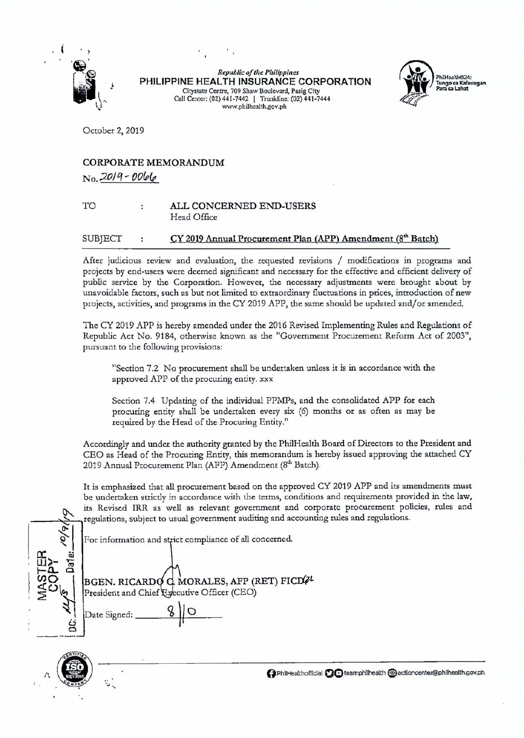*Republic of the Philippines*
**PHILIPPINE HEALTH INSURANCE CORPORATION**
Citystate Centre, 709 Shaw Boulevard, Pasig City
Call Center: (02) 441-7442 | Trunkline: (02) 441-7444
www.philhealth.gov.ph

PhilHealth@24: Tungo sa Kalusugan Para sa Lahat

October 2, 2019

**CORPORATE MEMORANDUM**
No. 2019 - 0066

TO : **ALL CONCERNED END-USERS**
Head Office

SUBJECT : **CY 2019 Annual Procurement Plan (APP) Amendment (8th Batch)**

After judicious review and evaluation, the requested revisions / modifications in programs and projects by end-users were deemed significant and necessary for the effective and efficient delivery of public service by the Corporation. However, the necessary adjustments were brought about by unavoidable factors, such as but not limited to extraordinary fluctuations in prices, introduction of new projects, activities, and programs in the CY 2019 APP, the same should be updated and/or amended.

The CY 2019 APP is hereby amended under the 2016 Revised Implementing Rules and Regulations of Republic Act No. 9184, otherwise known as the "Government Procurement Reform Act of 2003", pursuant to the following provisions:

> "Section 7.2 No procurement shall be undertaken unless it is in accordance with the approved APP of the procuring entity. xxx
>
> Section 7.4 Updating of the individual PPMPs, and the consolidated APP for each procuring entity shall be undertaken every six (6) months or as often as may be required by the Head of the Procuring Entity."

Accordingly and under the authority granted by the PhilHealth Board of Directors to the President and CEO as Head of the Procuring Entity, this memorandum is hereby issued approving the attached CY 2019 Annual Procurement Plan (APP) Amendment (8th Batch).

It is emphasized that all procurement based on the approved CY 2019 APP and its amendments must be undertaken strictly in accordance with the terms, conditions and requirements provided in the law, its Revised IRR as well as relevant government and corporate procurement policies, rules and regulations, subject to usual government auditing and accounting rules and regulations.

For information and strict compliance of all concerned.

BGEN. RICARDO C. MORALES, AFP (RET) FICD
President and Chief Executive Officer (CEO)

Date Signed: 8/10

MASTER COPY
DC: Date: 10/9/19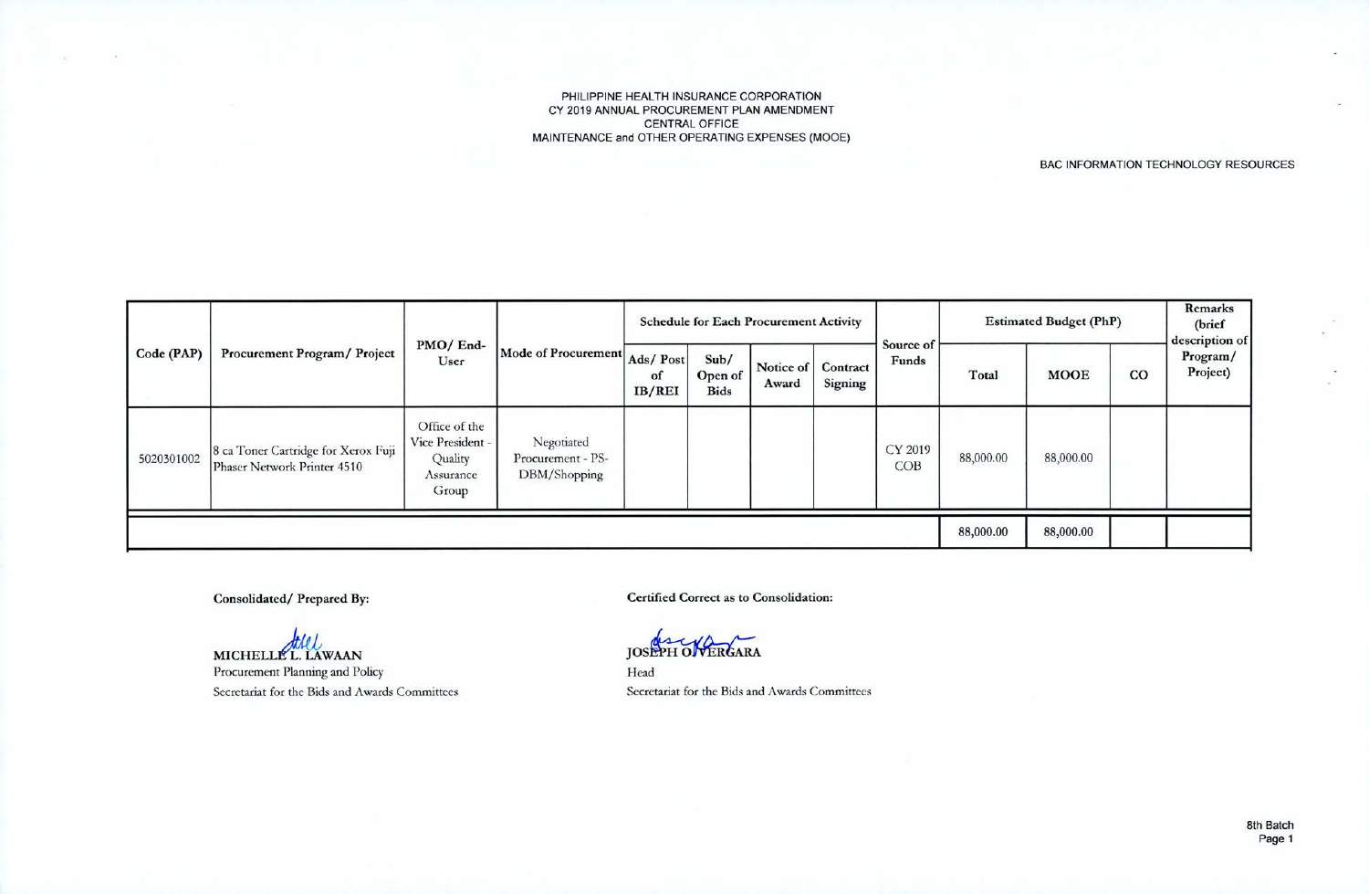PHILIPPINE HEALTH INSURANCE CORPORATION
CY 2019 ANNUAL PROCUREMENT PLAN AMENDMENT
CENTRAL OFFICE
MAINTENANCE and OTHER OPERATING EXPENSES (MOOE)

BAC INFORMATION TECHNOLOGY RESOURCES

| Code (PAP) | Procurement Program/ Project | PMO/ End-User | Mode of Procurement | Schedule for Each Procurement Activity | | | | Source of Funds | Estimated Budget (PhP) | | | Remarks (brief description of Program/ Project) |
|---|---|---|---|---|---|---|---|---|---|---|---|---|
| | | | | Ads/ Post of IB/REI | Sub/ Open of Bids | Notice of Award | Contract Signing | | Total | MOOE | CO | |
| 5020301002 | 8 ea Toner Cartridge for Xerox Fuji Phaser Network Printer 4510 | Office of the Vice President - Quality Assurance Group | Negotiated Procurement - PS-DBM/Shopping | | | | | CY 2019 COB | 88,000.00 | 88,000.00 | | |
| | | | | | | | | | 88,000.00 | 88,000.00 | | |

**Consolidated/ Prepared By:**

MICHELLE L. LAWAAN
Procurement Planning and Policy
Secretariat for the Bids and Awards Committees

**Certified Correct as to Consolidation:**

JOSEPH O. VERGARA
Head
Secretariat for the Bids and Awards Committees

8th Batch